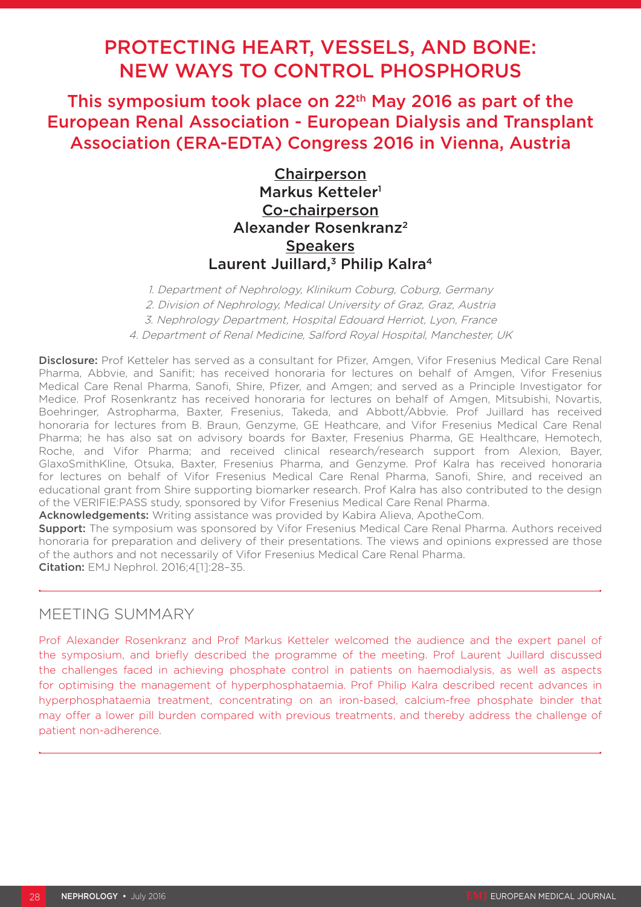# PROTECTING HEART, VESSELS, AND BONE: NEW WAYS TO CONTROL PHOSPHORUS

## This symposium took place on 22nd May 2016 as part of the European Renal Association - European Dialysis and Transplant Association (ERA-EDTA) Congress 2016 in Vienna, Austria

**Chairperson**
Markus Ketteler[1]
**Co-chairperson**
Alexander Rosenkranz[2]
**Speakers**
Laurent Juillard,[3] Philip Kalra[4]

*1. Department of Nephrology, Klinikum Coburg, Coburg, Germany*
*2. Division of Nephrology, Medical University of Graz, Graz, Austria*
*3. Nephrology Department, Hospital Edouard Herriot, Lyon, France*
*4. Department of Renal Medicine, Salford Royal Hospital, Manchester, UK*

**Disclosure:** Prof Ketteler has served as a consultant for Pfizer, Amgen, Vifor Fresenius Medical Care Renal Pharma, Abbvie, and Sanifit; has received honoraria for lectures on behalf of Amgen, Vifor Fresenius Medical Care Renal Pharma, Sanofi, Shire, Pfizer, and Amgen; and served as a Principle Investigator for Medice. Prof Rosenkrantz has received honoraria for lectures on behalf of Amgen, Mitsubishi, Novartis, Boehringer, Astropharma, Baxter, Fresenius, Takeda, and Abbott/Abbvie. Prof Juillard has received honoraria for lectures from B. Braun, Genzyme, GE Heathcare, and Vifor Fresenius Medical Care Renal Pharma; he has also sat on advisory boards for Baxter, Fresenius Pharma, GE Healthcare, Hemotech, Roche, and Vifor Pharma; and received clinical research/research support from Alexion, Bayer, GlaxoSmithKline, Otsuka, Baxter, Fresenius Pharma, and Genzyme. Prof Kalra has received honoraria for lectures on behalf of Vifor Fresenius Medical Care Renal Pharma, Sanofi, Shire, and received an educational grant from Shire supporting biomarker research. Prof Kalra has also contributed to the design of the VERIFIE:PASS study, sponsored by Vifor Fresenius Medical Care Renal Pharma.
**Acknowledgements:** Writing assistance was provided by Kabira Alieva, ApotheCom.
**Support:** The symposium was sponsored by Vifor Fresenius Medical Care Renal Pharma. Authors received honoraria for preparation and delivery of their presentations. The views and opinions expressed are those of the authors and not necessarily of Vifor Fresenius Medical Care Renal Pharma.
**Citation:** EMJ Nephrol. 2016;4[1]:28–35.

## MEETING SUMMARY

Prof Alexander Rosenkranz and Prof Markus Ketteler welcomed the audience and the expert panel of the symposium, and briefly described the programme of the meeting. Prof Laurent Juillard discussed the challenges faced in achieving phosphate control in patients on haemodialysis, as well as aspects for optimising the management of hyperphosphataemia. Prof Philip Kalra described recent advances in hyperphosphataemia treatment, concentrating on an iron-based, calcium-free phosphate binder that may offer a lower pill burden compared with previous treatments, and thereby address the challenge of patient non-adherence.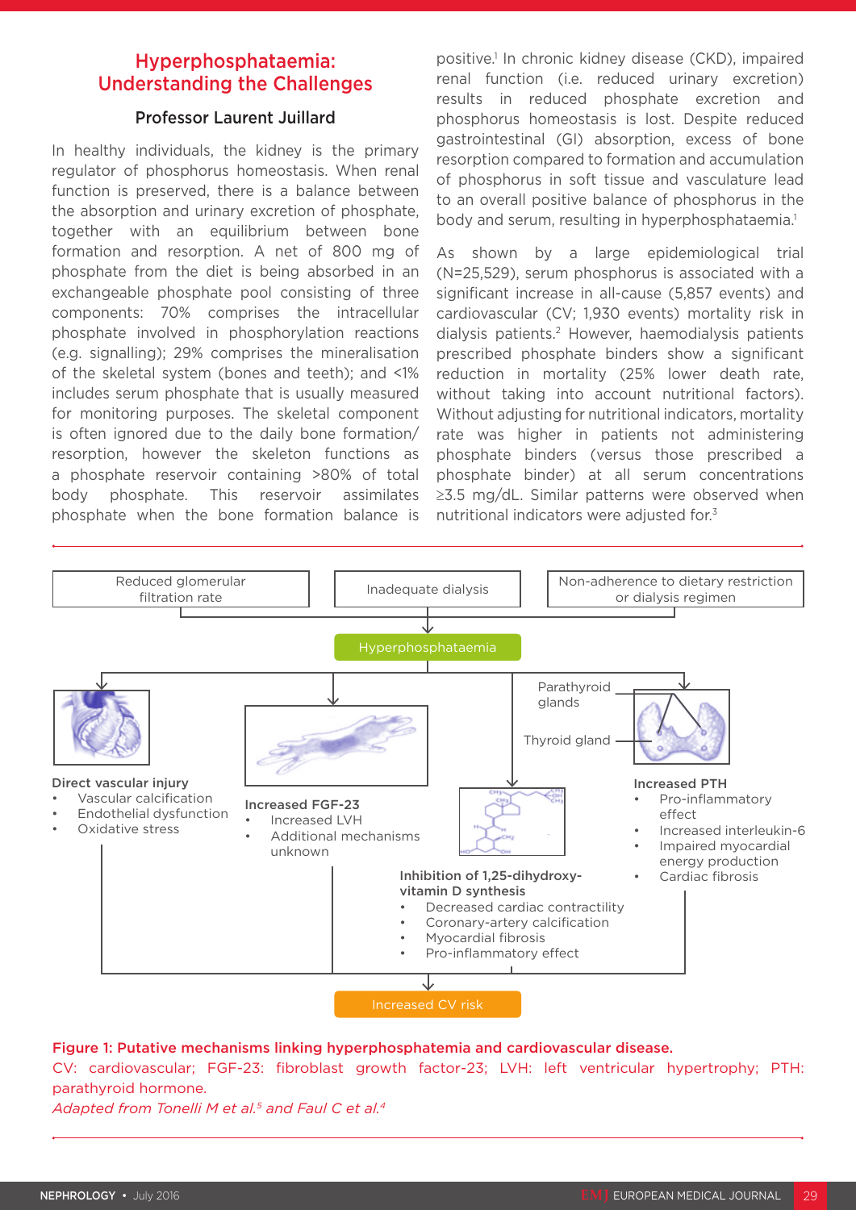## Hyperphosphataemia: Understanding the Challenges

### Professor Laurent Juillard

In healthy individuals, the kidney is the primary regulator of phosphorus homeostasis. When renal function is preserved, there is a balance between the absorption and urinary excretion of phosphate, together with an equilibrium between bone formation and resorption. A net of 800 mg of phosphate from the diet is being absorbed in an exchangeable phosphate pool consisting of three components: 70% comprises the intracellular phosphate involved in phosphorylation reactions (e.g. signalling); 29% comprises the mineralisation of the skeletal system (bones and teeth); and <1% includes serum phosphate that is usually measured for monitoring purposes. The skeletal component is often ignored due to the daily bone formation/resorption, however the skeleton functions as a phosphate reservoir containing >80% of total body phosphate. This reservoir assimilates phosphate when the bone formation balance is positive.[1] In chronic kidney disease (CKD), impaired renal function (i.e. reduced urinary excretion) results in reduced phosphate excretion and phosphorus homeostasis is lost. Despite reduced gastrointestinal (GI) absorption, excess of bone resorption compared to formation and accumulation of phosphorus in soft tissue and vasculature lead to an overall positive balance of phosphorus in the body and serum, resulting in hyperphosphataemia.[1]

As shown by a large epidemiological trial (N=25,529), serum phosphorus is associated with a significant increase in all-cause (5,857 events) and cardiovascular (CV; 1,930 events) mortality risk in dialysis patients.[2] However, haemodialysis patients prescribed phosphate binders show a significant reduction in mortality (25% lower death rate, without taking into account nutritional factors). Without adjusting for nutritional indicators, mortality rate was higher in patients not administering phosphate binders (versus those prescribed a phosphate binder) at all serum concentrations ≥3.5 mg/dL. Similar patterns were observed when nutritional indicators were adjusted for.[3]

Reduced glomerular filtration rate → Hyperphosphataemia
Inadequate dialysis → Hyperphosphataemia
Non-adherence to dietary restriction or dialysis regimen → Hyperphosphataemia

Hyperphosphataemia leads to:

**Direct vascular injury**
- Vascular calcification
- Endothelial dysfunction
- Oxidative stress

**Increased FGF-23**
- Increased LVH
- Additional mechanisms unknown

**Inhibition of 1,25-dihydroxy-vitamin D synthesis**
- Decreased cardiac contractility
- Coronary-artery calcification
- Myocardial fibrosis
- Pro-inflammatory effect

Parathyroid glands / Thyroid gland

**Increased PTH**
- Pro-inflammatory effect
- Increased interleukin-6
- Impaired myocardial energy production
- Cardiac fibrosis

→ Increased CV risk

**Figure 1: Putative mechanisms linking hyperphosphatemia and cardiovascular disease.**
CV: cardiovascular; FGF-23: fibroblast growth factor-23; LVH: left ventricular hypertrophy; PTH: parathyroid hormone.
*Adapted from Tonelli M et al.[5] and Faul C et al.[4]*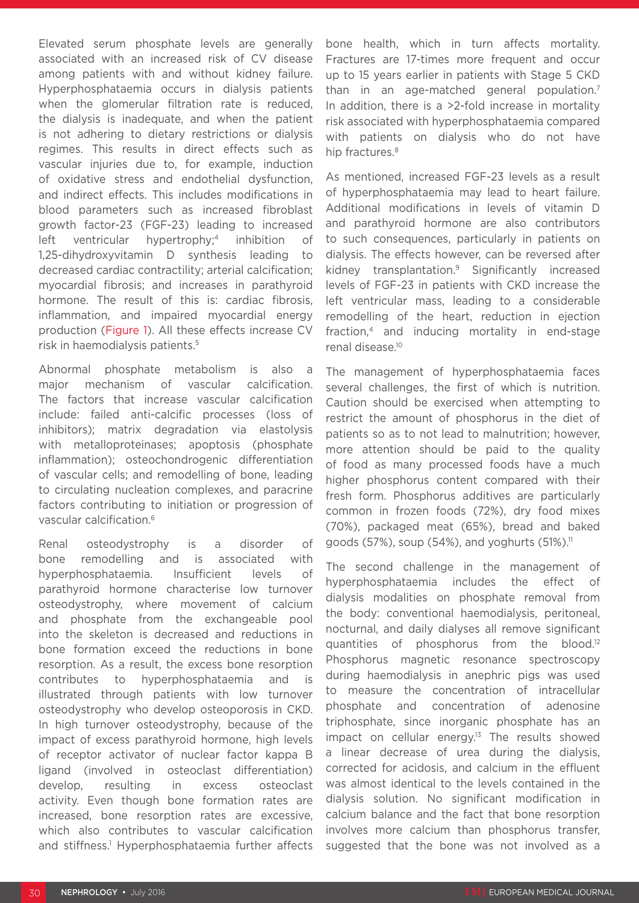Elevated serum phosphate levels are generally associated with an increased risk of CV disease among patients with and without kidney failure. Hyperphosphataemia occurs in dialysis patients when the glomerular filtration rate is reduced, the dialysis is inadequate, and when the patient is not adhering to dietary restrictions or dialysis regimes. This results in direct effects such as vascular injuries due to, for example, induction of oxidative stress and endothelial dysfunction, and indirect effects. This includes modifications in blood parameters such as increased fibroblast growth factor-23 (FGF-23) leading to increased left ventricular hypertrophy;[4] inhibition of 1,25-dihydroxyvitamin D synthesis leading to decreased cardiac contractility; arterial calcification; myocardial fibrosis; and increases in parathyroid hormone. The result of this is: cardiac fibrosis, inflammation, and impaired myocardial energy production (Figure 1). All these effects increase CV risk in haemodialysis patients.[5]

Abnormal phosphate metabolism is also a major mechanism of vascular calcification. The factors that increase vascular calcification include: failed anti-calcific processes (loss of inhibitors); matrix degradation via elastolysis with metalloproteinases; apoptosis (phosphate inflammation); osteochondrogenic differentiation of vascular cells; and remodelling of bone, leading to circulating nucleation complexes, and paracrine factors contributing to initiation or progression of vascular calcification.[6]

Renal osteodystrophy is a disorder of bone remodelling and is associated with hyperphosphataemia. Insufficient levels of parathyroid hormone characterise low turnover osteodystrophy, where movement of calcium and phosphate from the exchangeable pool into the skeleton is decreased and reductions in bone formation exceed the reductions in bone resorption. As a result, the excess bone resorption contributes to hyperphosphataemia and is illustrated through patients with low turnover osteodystrophy who develop osteoporosis in CKD. In high turnover osteodystrophy, because of the impact of excess parathyroid hormone, high levels of receptor activator of nuclear factor kappa B ligand (involved in osteoclast differentiation) develop, resulting in excess osteoclast activity. Even though bone formation rates are increased, bone resorption rates are excessive, which also contributes to vascular calcification and stiffness.[1] Hyperphosphataemia further affects bone health, which in turn affects mortality. Fractures are 17-times more frequent and occur up to 15 years earlier in patients with Stage 5 CKD than in an age-matched general population.[7] In addition, there is a >2-fold increase in mortality risk associated with hyperphosphataemia compared with patients on dialysis who do not have hip fractures.[8]

As mentioned, increased FGF-23 levels as a result of hyperphosphataemia may lead to heart failure. Additional modifications in levels of vitamin D and parathyroid hormone are also contributors to such consequences, particularly in patients on dialysis. The effects however, can be reversed after kidney transplantation.[9] Significantly increased levels of FGF-23 in patients with CKD increase the left ventricular mass, leading to a considerable remodelling of the heart, reduction in ejection fraction,[4] and inducing mortality in end-stage renal disease.[10]

The management of hyperphosphataemia faces several challenges, the first of which is nutrition. Caution should be exercised when attempting to restrict the amount of phosphorus in the diet of patients so as to not lead to malnutrition; however, more attention should be paid to the quality of food as many processed foods have a much higher phosphorus content compared with their fresh form. Phosphorus additives are particularly common in frozen foods (72%), dry food mixes (70%), packaged meat (65%), bread and baked goods (57%), soup (54%), and yoghurts (51%).[11]

The second challenge in the management of hyperphosphataemia includes the effect of dialysis modalities on phosphate removal from the body: conventional haemodialysis, peritoneal, nocturnal, and daily dialyses all remove significant quantities of phosphorus from the blood.[12] Phosphorus magnetic resonance spectroscopy during haemodialysis in anephric pigs was used to measure the concentration of intracellular phosphate and concentration of adenosine triphosphate, since inorganic phosphate has an impact on cellular energy.[13] The results showed a linear decrease of urea during the dialysis, corrected for acidosis, and calcium in the effluent was almost identical to the levels contained in the dialysis solution. No significant modification in calcium balance and the fact that bone resorption involves more calcium than phosphorus transfer, suggested that the bone was not involved as a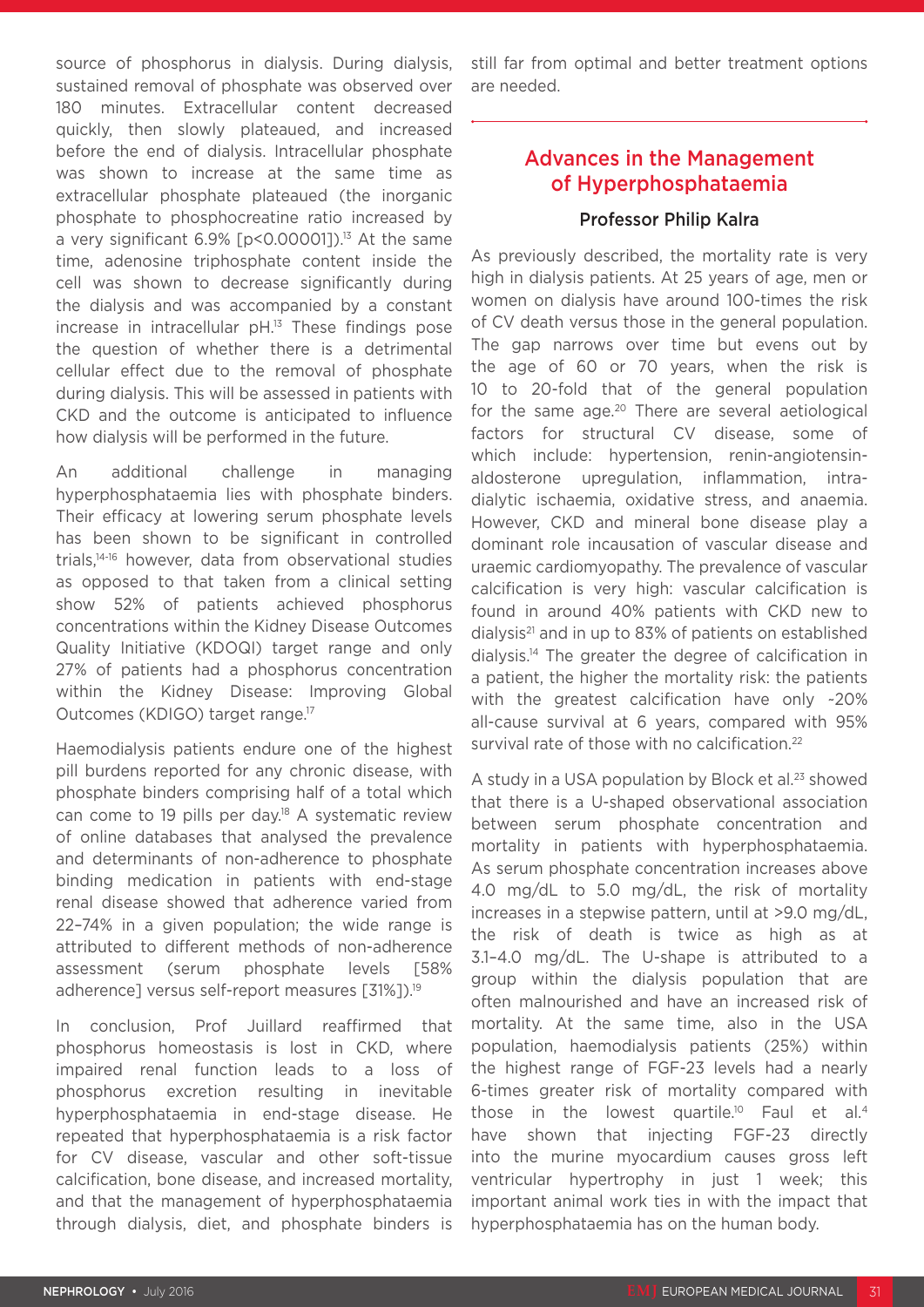source of phosphorus in dialysis. During dialysis, sustained removal of phosphate was observed over 180 minutes. Extracellular content decreased quickly, then slowly plateaued, and increased before the end of dialysis. Intracellular phosphate was shown to increase at the same time as extracellular phosphate plateaued (the inorganic phosphate to phosphocreatine ratio increased by a very significant 6.9% [$p<0.00001$]).[13] At the same time, adenosine triphosphate content inside the cell was shown to decrease significantly during the dialysis and was accompanied by a constant increase in intracellular pH.[13] These findings pose the question of whether there is a detrimental cellular effect due to the removal of phosphate during dialysis. This will be assessed in patients with CKD and the outcome is anticipated to influence how dialysis will be performed in the future.

An additional challenge in managing hyperphosphataemia lies with phosphate binders. Their efficacy at lowering serum phosphate levels has been shown to be significant in controlled trials,[14-16] however, data from observational studies as opposed to that taken from a clinical setting show 52% of patients achieved phosphorus concentrations within the Kidney Disease Outcomes Quality Initiative (KDOQI) target range and only 27% of patients had a phosphorus concentration within the Kidney Disease: Improving Global Outcomes (KDIGO) target range.[17]

Haemodialysis patients endure one of the highest pill burdens reported for any chronic disease, with phosphate binders comprising half of a total which can come to 19 pills per day.[18] A systematic review of online databases that analysed the prevalence and determinants of non-adherence to phosphate binding medication in patients with end-stage renal disease showed that adherence varied from 22–74% in a given population; the wide range is attributed to different methods of non-adherence assessment (serum phosphate levels [58% adherence] versus self-report measures [31%]).[19]

In conclusion, Prof Juillard reaffirmed that phosphorus homeostasis is lost in CKD, where impaired renal function leads to a loss of phosphorus excretion resulting in inevitable hyperphosphataemia in end-stage disease. He repeated that hyperphosphataemia is a risk factor for CV disease, vascular and other soft-tissue calcification, bone disease, and increased mortality, and that the management of hyperphosphataemia through dialysis, diet, and phosphate binders is still far from optimal and better treatment options are needed.

## Advances in the Management of Hyperphosphataemia

### Professor Philip Kalra

As previously described, the mortality rate is very high in dialysis patients. At 25 years of age, men or women on dialysis have around 100-times the risk of CV death versus those in the general population. The gap narrows over time but evens out by the age of 60 or 70 years, when the risk is 10 to 20-fold that of the general population for the same age.[20] There are several aetiological factors for structural CV disease, some of which include: hypertension, renin-angiotensin-aldosterone upregulation, inflammation, intra-dialytic ischaemia, oxidative stress, and anaemia. However, CKD and mineral bone disease play a dominant role incausation of vascular disease and uraemic cardiomyopathy. The prevalence of vascular calcification is very high: vascular calcification is found in around 40% patients with CKD new to dialysis[21] and in up to 83% of patients on established dialysis.[14] The greater the degree of calcification in a patient, the higher the mortality risk: the patients with the greatest calcification have only ~20% all-cause survival at 6 years, compared with 95% survival rate of those with no calcification.[22]

A study in a USA population by Block et al.[23] showed that there is a U-shaped observational association between serum phosphate concentration and mortality in patients with hyperphosphataemia. As serum phosphate concentration increases above 4.0 mg/dL to 5.0 mg/dL, the risk of mortality increases in a stepwise pattern, until at >9.0 mg/dL, the risk of death is twice as high as at 3.1–4.0 mg/dL. The U-shape is attributed to a group within the dialysis population that are often malnourished and have an increased risk of mortality. At the same time, also in the USA population, haemodialysis patients (25%) within the highest range of FGF-23 levels had a nearly 6-times greater risk of mortality compared with those in the lowest quartile.[10] Faul et al.[4] have shown that injecting FGF-23 directly into the murine myocardium causes gross left ventricular hypertrophy in just 1 week; this important animal work ties in with the impact that hyperphosphataemia has on the human body.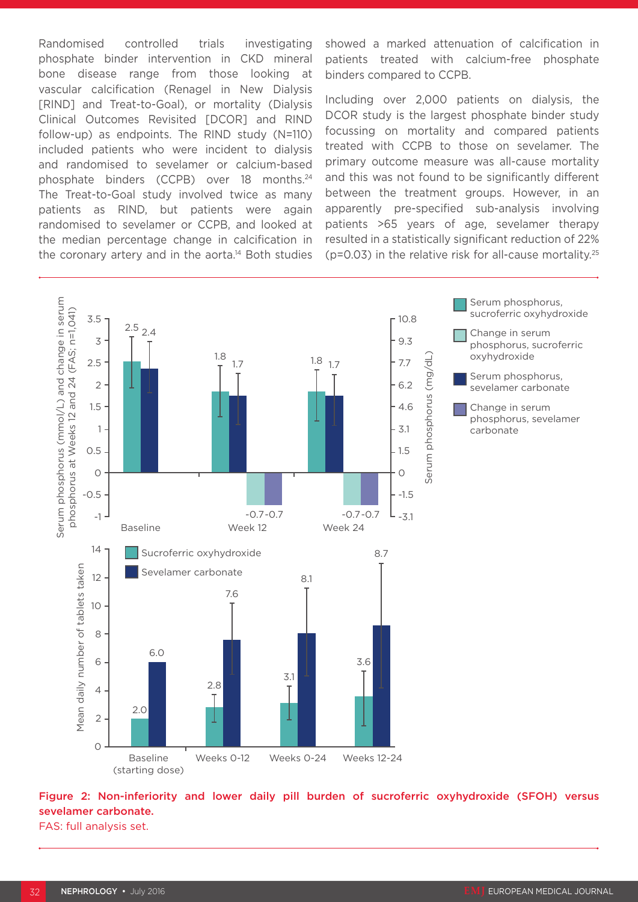Randomised controlled trials investigating phosphate binder intervention in CKD mineral bone disease range from those looking at vascular calcification (Renagel in New Dialysis [RIND] and Treat-to-Goal), or mortality (Dialysis Clinical Outcomes Revisited [DCOR] and RIND follow-up) as endpoints. The RIND study (N=110) included patients who were incident to dialysis and randomised to sevelamer or calcium-based phosphate binders (CCPB) over 18 months.[24] The Treat-to-Goal study involved twice as many patients as RIND, but patients were again randomised to sevelamer or CCPB, and looked at the median percentage change in calcification in the coronary artery and in the aorta.[14] Both studies showed a marked attenuation of calcification in patients treated with calcium-free phosphate binders compared to CCPB.

Including over 2,000 patients on dialysis, the DCOR study is the largest phosphate binder study focussing on mortality and compared patients treated with CCPB to those on sevelamer. The primary outcome measure was all-cause mortality and this was not found to be significantly different between the treatment groups. However, in an apparently pre-specified sub-analysis involving patients >65 years of age, sevelamer therapy resulted in a statistically significant reduction of 22% ($p=0.03$) in the relative risk for all-cause mortality.[25]

**Figure 2: Non-inferiority and lower daily pill burden of sucroferric oxyhydroxide (SFOH) versus sevelamer carbonate.**
FAS: full analysis set.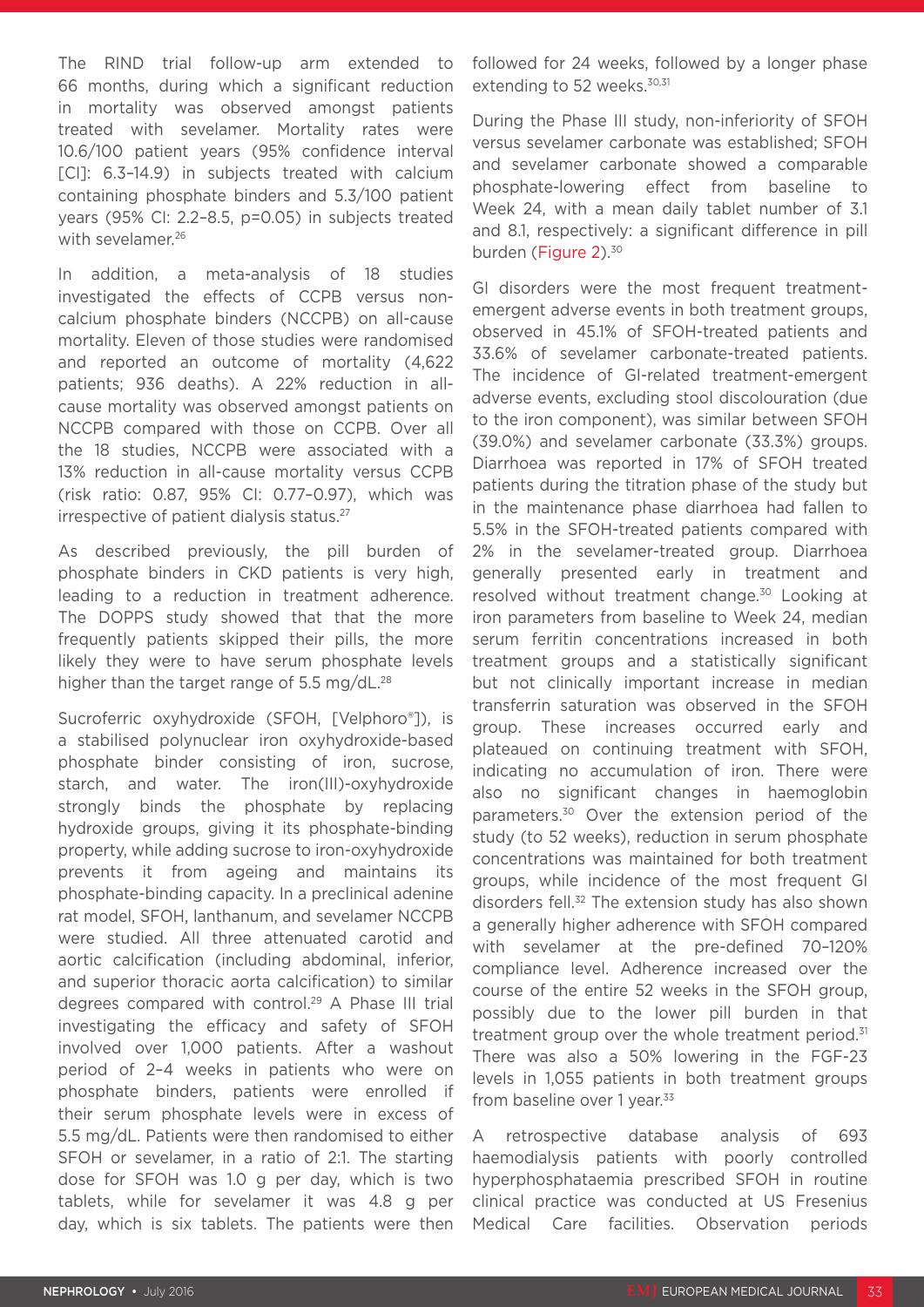The RIND trial follow-up arm extended to 66 months, during which a significant reduction in mortality was observed amongst patients treated with sevelamer. Mortality rates were 10.6/100 patient years (95% confidence interval [CI]: 6.3–14.9) in subjects treated with calcium containing phosphate binders and 5.3/100 patient years (95% CI: 2.2–8.5, p=0.05) in subjects treated with sevelamer.[26]

In addition, a meta-analysis of 18 studies investigated the effects of CCPB versus non-calcium phosphate binders (NCCPB) on all-cause mortality. Eleven of those studies were randomised and reported an outcome of mortality (4,622 patients; 936 deaths). A 22% reduction in all-cause mortality was observed amongst patients on NCCPB compared with those on CCPB. Over all the 18 studies, NCCPB were associated with a 13% reduction in all-cause mortality versus CCPB (risk ratio: 0.87, 95% CI: 0.77–0.97), which was irrespective of patient dialysis status.[27]

As described previously, the pill burden of phosphate binders in CKD patients is very high, leading to a reduction in treatment adherence. The DOPPS study showed that that the more frequently patients skipped their pills, the more likely they were to have serum phosphate levels higher than the target range of 5.5 mg/dL.[28]

Sucroferric oxyhydroxide (SFOH, [Velphoro®]), is a stabilised polynuclear iron oxyhydroxide-based phosphate binder consisting of iron, sucrose, starch, and water. The iron(III)-oxyhydroxide strongly binds the phosphate by replacing hydroxide groups, giving it its phosphate-binding property, while adding sucrose to iron-oxyhydroxide prevents it from ageing and maintains its phosphate-binding capacity. In a preclinical adenine rat model, SFOH, lanthanum, and sevelamer NCCPB were studied. All three attenuated carotid and aortic calcification (including abdominal, inferior, and superior thoracic aorta calcification) to similar degrees compared with control.[29] A Phase III trial investigating the efficacy and safety of SFOH involved over 1,000 patients. After a washout period of 2–4 weeks in patients who were on phosphate binders, patients were enrolled if their serum phosphate levels were in excess of 5.5 mg/dL. Patients were then randomised to either SFOH or sevelamer, in a ratio of 2:1. The starting dose for SFOH was 1.0 g per day, which is two tablets, while for sevelamer it was 4.8 g per day, which is six tablets. The patients were then followed for 24 weeks, followed by a longer phase extending to 52 weeks.[30,31]

During the Phase III study, non-inferiority of SFOH versus sevelamer carbonate was established; SFOH and sevelamer carbonate showed a comparable phosphate-lowering effect from baseline to Week 24, with a mean daily tablet number of 3.1 and 8.1, respectively: a significant difference in pill burden (Figure 2).[30]

GI disorders were the most frequent treatment-emergent adverse events in both treatment groups, observed in 45.1% of SFOH-treated patients and 33.6% of sevelamer carbonate-treated patients. The incidence of GI-related treatment-emergent adverse events, excluding stool discolouration (due to the iron component), was similar between SFOH (39.0%) and sevelamer carbonate (33.3%) groups. Diarrhoea was reported in 17% of SFOH treated patients during the titration phase of the study but in the maintenance phase diarrhoea had fallen to 5.5% in the SFOH-treated patients compared with 2% in the sevelamer-treated group. Diarrhoea generally presented early in treatment and resolved without treatment change.[30] Looking at iron parameters from baseline to Week 24, median serum ferritin concentrations increased in both treatment groups and a statistically significant but not clinically important increase in median transferrin saturation was observed in the SFOH group. These increases occurred early and plateaued on continuing treatment with SFOH, indicating no accumulation of iron. There were also no significant changes in haemoglobin parameters.[30] Over the extension period of the study (to 52 weeks), reduction in serum phosphate concentrations was maintained for both treatment groups, while incidence of the most frequent GI disorders fell.[32] The extension study has also shown a generally higher adherence with SFOH compared with sevelamer at the pre-defined 70–120% compliance level. Adherence increased over the course of the entire 52 weeks in the SFOH group, possibly due to the lower pill burden in that treatment group over the whole treatment period.[31] There was also a 50% lowering in the FGF-23 levels in 1,055 patients in both treatment groups from baseline over 1 year.[33]

A retrospective database analysis of 693 haemodialysis patients with poorly controlled hyperphosphataemia prescribed SFOH in routine clinical practice was conducted at US Fresenius Medical Care facilities. Observation periods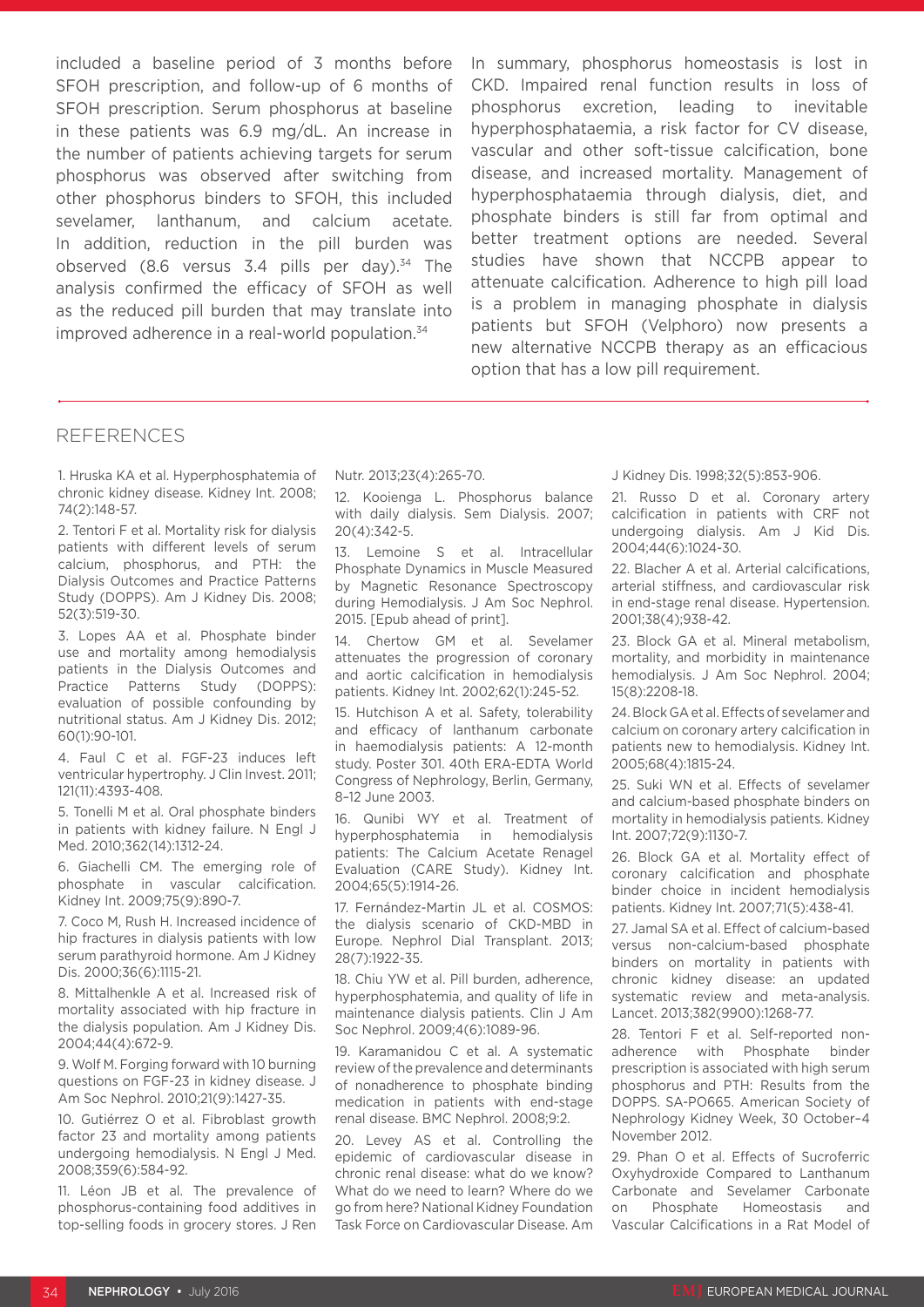included a baseline period of 3 months before SFOH prescription, and follow-up of 6 months of SFOH prescription. Serum phosphorus at baseline in these patients was 6.9 mg/dL. An increase in the number of patients achieving targets for serum phosphorus was observed after switching from other phosphorus binders to SFOH, this included sevelamer, lanthanum, and calcium acetate. In addition, reduction in the pill burden was observed (8.6 versus 3.4 pills per day).[34] The analysis confirmed the efficacy of SFOH as well as the reduced pill burden that may translate into improved adherence in a real-world population.[34]

In summary, phosphorus homeostasis is lost in CKD. Impaired renal function results in loss of phosphorus excretion, leading to inevitable hyperphosphataemia, a risk factor for CV disease, vascular and other soft-tissue calcification, bone disease, and increased mortality. Management of hyperphosphataemia through dialysis, diet, and phosphate binders is still far from optimal and better treatment options are needed. Several studies have shown that NCCPB appear to attenuate calcification. Adherence to high pill load is a problem in managing phosphate in dialysis patients but SFOH (Velphoro) now presents a new alternative NCCPB therapy as an efficacious option that has a low pill requirement.

## REFERENCES

1. Hruska KA et al. Hyperphosphatemia of chronic kidney disease. Kidney Int. 2008; 74(2):148-57.

2. Tentori F et al. Mortality risk for dialysis patients with different levels of serum calcium, phosphorus, and PTH: the Dialysis Outcomes and Practice Patterns Study (DOPPS). Am J Kidney Dis. 2008; 52(3):519-30.

3. Lopes AA et al. Phosphate binder use and mortality among hemodialysis patients in the Dialysis Outcomes and Practice Patterns Study (DOPPS): evaluation of possible confounding by nutritional status. Am J Kidney Dis. 2012; 60(1):90-101.

4. Faul C et al. FGF-23 induces left ventricular hypertrophy. J Clin Invest. 2011; 121(11):4393-408.

5. Tonelli M et al. Oral phosphate binders in patients with kidney failure. N Engl J Med. 2010;362(14):1312-24.

6. Giachelli CM. The emerging role of phosphate in vascular calcification. Kidney Int. 2009;75(9):890-7.

7. Coco M, Rush H. Increased incidence of hip fractures in dialysis patients with low serum parathyroid hormone. Am J Kidney Dis. 2000;36(6):1115-21.

8. Mittalhenkle A et al. Increased risk of mortality associated with hip fracture in the dialysis population. Am J Kidney Dis. 2004;44(4):672-9.

9. Wolf M. Forging forward with 10 burning questions on FGF-23 in kidney disease. J Am Soc Nephrol. 2010;21(9):1427-35.

10. Gutiérrez O et al. Fibroblast growth factor 23 and mortality among patients undergoing hemodialysis. N Engl J Med. 2008;359(6):584-92.

11. Léon JB et al. The prevalence of phosphorus-containing food additives in top-selling foods in grocery stores. J Ren Nutr. 2013;23(4):265-70.

12. Kooienga L. Phosphorus balance with daily dialysis. Sem Dialysis. 2007; 20(4):342-5.

13. Lemoine S et al. Intracellular Phosphate Dynamics in Muscle Measured by Magnetic Resonance Spectroscopy during Hemodialysis. J Am Soc Nephrol. 2015. [Epub ahead of print].

14. Chertow GM et al. Sevelamer attenuates the progression of coronary and aortic calcification in hemodialysis patients. Kidney Int. 2002;62(1):245-52.

15. Hutchison A et al. Safety, tolerability and efficacy of lanthanum carbonate in haemodialysis patients: A 12-month study. Poster 301. 40th ERA-EDTA World Congress of Nephrology, Berlin, Germany, 8–12 June 2003.

16. Qunibi WY et al. Treatment of hyperphosphatemia in hemodialysis patients: The Calcium Acetate Renagel Evaluation (CARE Study). Kidney Int. 2004;65(5):1914-26.

17. Fernández-Martin JL et al. COSMOS: the dialysis scenario of CKD-MBD in Europe. Nephrol Dial Transplant. 2013; 28(7):1922-35.

18. Chiu YW et al. Pill burden, adherence, hyperphosphatemia, and quality of life in maintenance dialysis patients. Clin J Am Soc Nephrol. 2009;4(6):1089-96.

19. Karamanidou C et al. A systematic review of the prevalence and determinants of nonadherence to phosphate binding medication in patients with end-stage renal disease. BMC Nephrol. 2008;9:2.

20. Levey AS et al. Controlling the epidemic of cardiovascular disease in chronic renal disease: what do we know? What do we need to learn? Where do we go from here? National Kidney Foundation Task Force on Cardiovascular Disease. Am J Kidney Dis. 1998;32(5):853-906.

21. Russo D et al. Coronary artery calcification in patients with CRF not undergoing dialysis. Am J Kid Dis. 2004;44(6):1024-30.

22. Blacher A et al. Arterial calcifications, arterial stiffness, and cardiovascular risk in end-stage renal disease. Hypertension. 2001;38(4):938-42.

23. Block GA et al. Mineral metabolism, mortality, and morbidity in maintenance hemodialysis. J Am Soc Nephrol. 2004; 15(8):2208-18.

24. Block GA et al. Effects of sevelamer and calcium on coronary artery calcification in patients new to hemodialysis. Kidney Int. 2005;68(4):1815-24.

25. Suki WN et al. Effects of sevelamer and calcium-based phosphate binders on mortality in hemodialysis patients. Kidney Int. 2007;72(9):1130-7.

26. Block GA et al. Mortality effect of coronary calcification and phosphate binder choice in incident hemodialysis patients. Kidney Int. 2007;71(5):438-41.

27. Jamal SA et al. Effect of calcium-based versus non-calcium-based phosphate binders on mortality in patients with chronic kidney disease: an updated systematic review and meta-analysis. Lancet. 2013;382(9900):1268-77.

28. Tentori F et al. Self-reported non-adherence with Phosphate binder prescription is associated with high serum phosphorus and PTH: Results from the DOPPS. SA-PO665. American Society of Nephrology Kidney Week, 30 October–4 November 2012.

29. Phan O et al. Effects of Sucroferric Oxyhydroxide Compared to Lanthanum Carbonate and Sevelamer Carbonate on Phosphate Homeostasis and Vascular Calcifications in a Rat Model of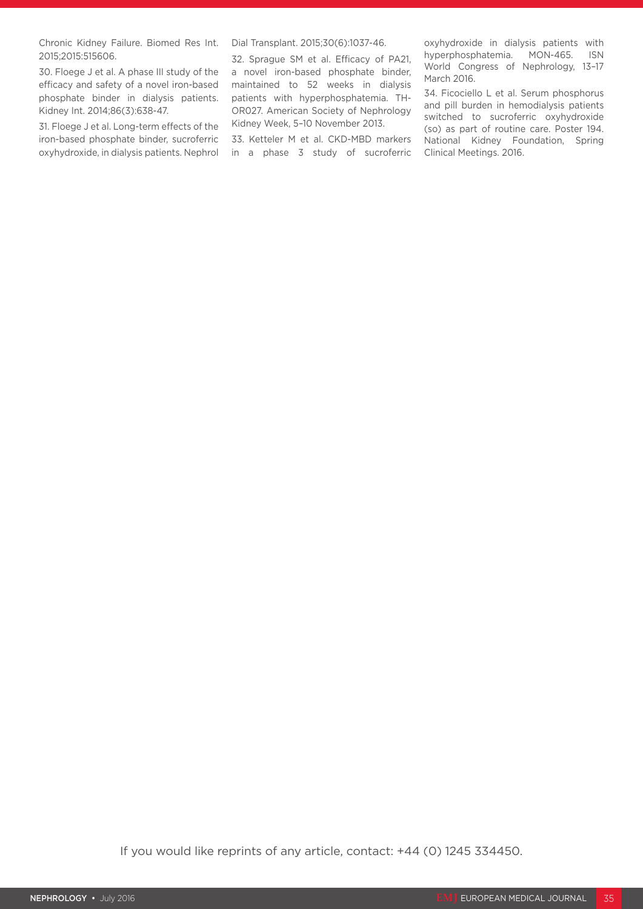Chronic Kidney Failure. Biomed Res Int. 2015;2015:515606.

30. Floege J et al. A phase III study of the efficacy and safety of a novel iron-based phosphate binder in dialysis patients. Kidney Int. 2014;86(3):638-47.

31. Floege J et al. Long-term effects of the iron-based phosphate binder, sucroferric oxyhydroxide, in dialysis patients. Nephrol Dial Transplant. 2015;30(6):1037-46.

32. Sprague SM et al. Efficacy of PA21, a novel iron-based phosphate binder, maintained to 52 weeks in dialysis patients with hyperphosphatemia. TH-OR027. American Society of Nephrology Kidney Week, 5–10 November 2013.

33. Ketteler M et al. CKD-MBD markers in a phase 3 study of sucroferric oxyhydroxide in dialysis patients with hyperphosphatemia. MON-465. ISN World Congress of Nephrology, 13–17 March 2016.

34. Ficociello L et al. Serum phosphorus and pill burden in hemodialysis patients switched to sucroferric oxyhydroxide (so) as part of routine care. Poster 194. National Kidney Foundation, Spring Clinical Meetings. 2016.

If you would like reprints of any article, contact: +44 (0) 1245 334450.